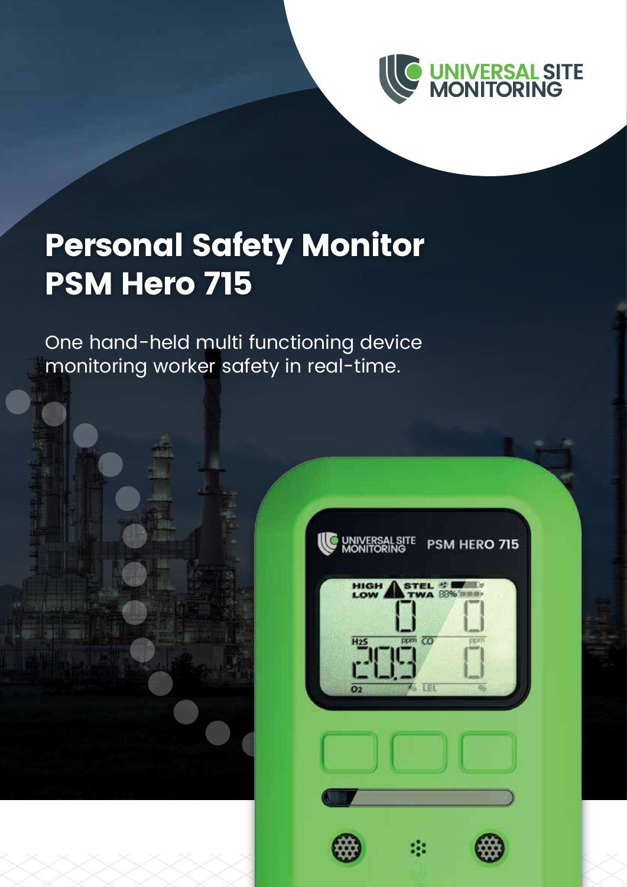UNIVERSAL SITE MONITORING

# Personal Safety Monitor PSM Hero 715

One hand-held multi functioning device monitoring worker safety in real-time.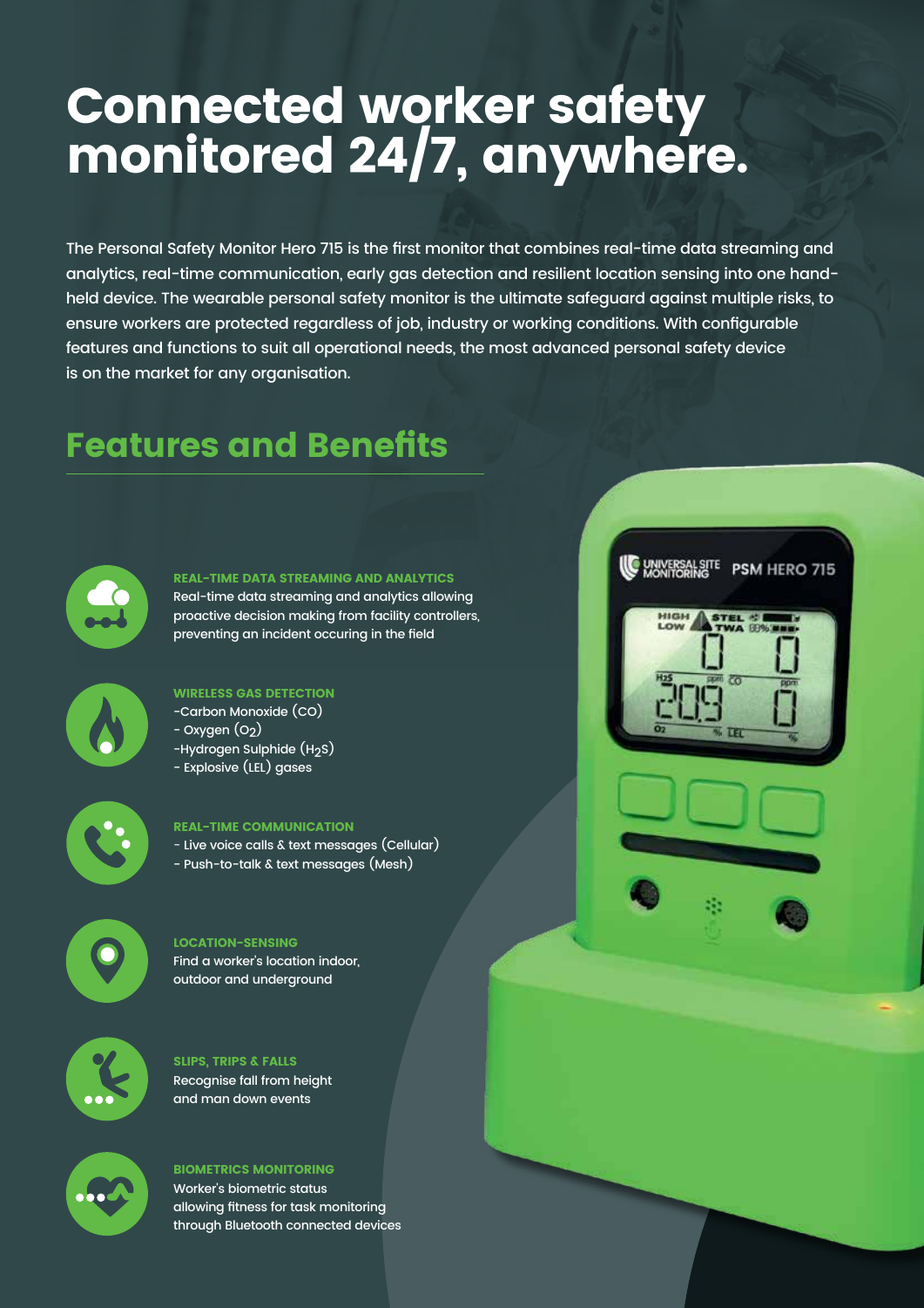# Connected worker safety monitored 24/7, anywhere.

The Personal Safety Monitor Hero 715 is the first monitor that combines real-time data streaming and analytics, real-time communication, early gas detection and resilient location sensing into one hand-held device. The wearable personal safety monitor is the ultimate safeguard against multiple risks, to ensure workers are protected regardless of job, industry or working conditions. With configurable features and functions to suit all operational needs, the most advanced personal safety device is on the market for any organisation.

## Features and Benefits

**REAL-TIME DATA STREAMING AND ANALYTICS**
Real-time data streaming and analytics allowing proactive decision making from facility controllers, preventing an incident occuring in the field

**WIRELESS GAS DETECTION**
-Carbon Monoxide (CO)
- Oxygen ($O_2$)
-Hydrogen Sulphide ($H_2S$)
- Explosive (LEL) gases

**REAL-TIME COMMUNICATION**
- Live voice calls & text messages (Cellular)
- Push-to-talk & text messages (Mesh)

**LOCATION-SENSING**
Find a worker's location indoor, outdoor and underground

**SLIPS, TRIPS & FALLS**
Recognise fall from height and man down events

**BIOMETRICS MONITORING**
Worker's biometric status allowing fitness for task monitoring through Bluetooth connected devices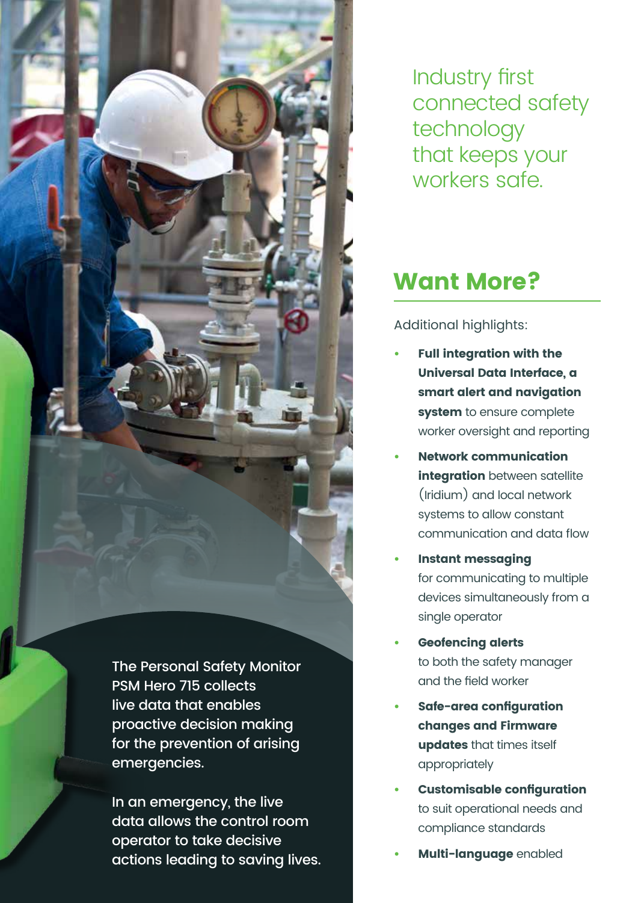The Personal Safety Monitor PSM Hero 715 collects live data that enables proactive decision making for the prevention of arising emergencies.

In an emergency, the live data allows the control room operator to take decisive actions leading to saving lives.

Industry first connected safety technology that keeps your workers safe.

## Want More?

Additional highlights:

- **Full integration with the Universal Data Interface, a smart alert and navigation system** to ensure complete worker oversight and reporting
- **Network communication integration** between satellite (Iridium) and local network systems to allow constant communication and data flow
- **Instant messaging** for communicating to multiple devices simultaneously from a single operator
- **Geofencing alerts** to both the safety manager and the field worker
- **Safe-area configuration changes and Firmware updates** that times itself appropriately
- **Customisable configuration** to suit operational needs and compliance standards
- **Multi-language** enabled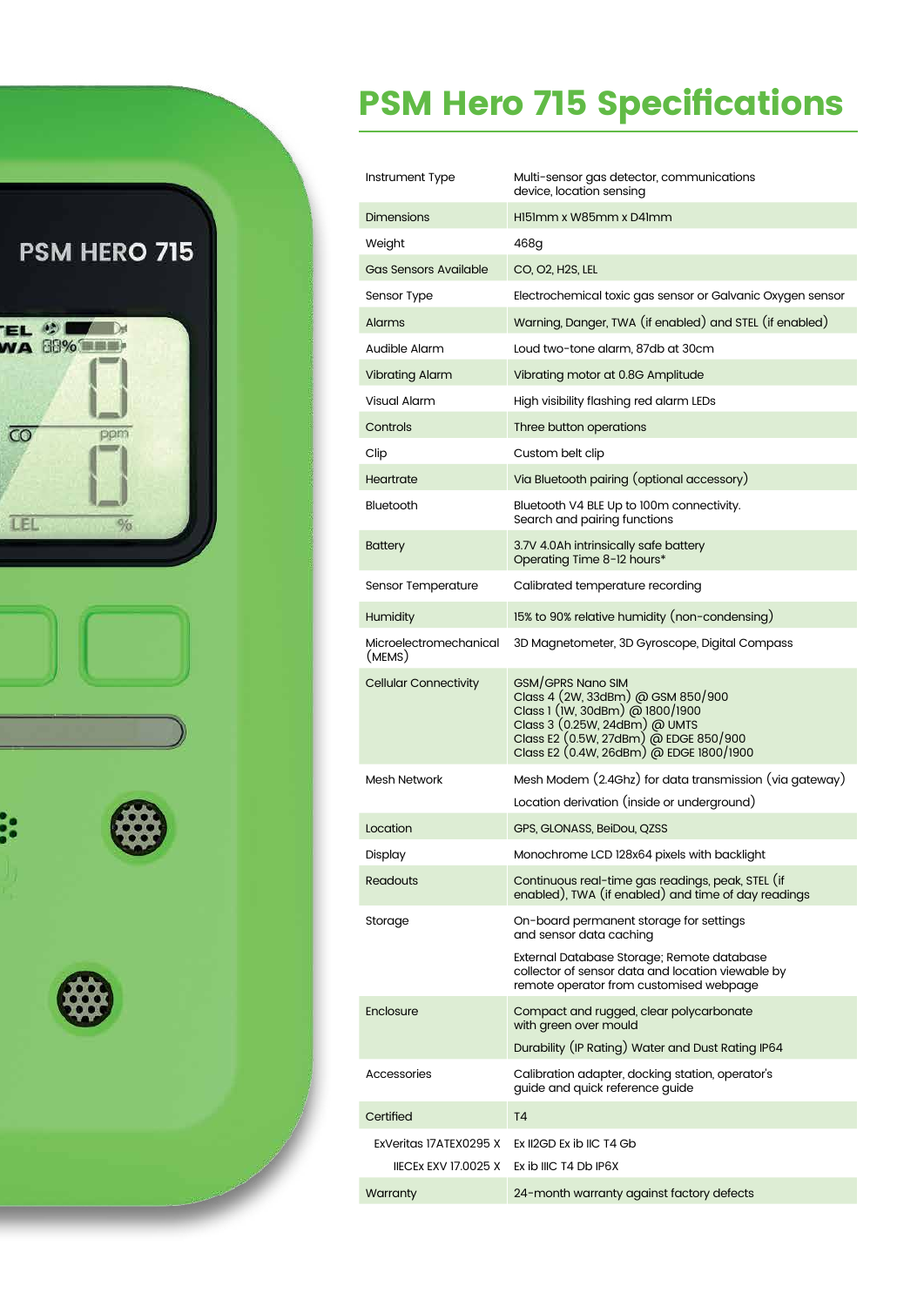# PSM Hero 715 Specifications

| | |
|---|---|
| Instrument Type | Multi-sensor gas detector, communications device, location sensing |
| Dimensions | H151mm x W85mm x D41mm |
| Weight | 468g |
| Gas Sensors Available | CO, O2, H2S, LEL |
| Sensor Type | Electrochemical toxic gas sensor or Galvanic Oxygen sensor |
| Alarms | Warning, Danger, TWA (if enabled) and STEL (if enabled) |
| Audible Alarm | Loud two-tone alarm, 87db at 30cm |
| Vibrating Alarm | Vibrating motor at 0.8G Amplitude |
| Visual Alarm | High visibility flashing red alarm LEDs |
| Controls | Three button operations |
| Clip | Custom belt clip |
| Heartrate | Via Bluetooth pairing (optional accessory) |
| Bluetooth | Bluetooth V4 BLE Up to 100m connectivity.<br>Search and pairing functions |
| Battery | 3.7V 4.0Ah intrinsically safe battery<br>Operating Time 8-12 hours* |
| Sensor Temperature | Calibrated temperature recording |
| Humidity | 15% to 90% relative humidity (non-condensing) |
| Microelectromechanical (MEMS) | 3D Magnetometer, 3D Gyroscope, Digital Compass |
| Cellular Connectivity | GSM/GPRS Nano SIM<br>Class 4 (2W, 33dBm) @ GSM 850/900<br>Class 1 (1W, 30dBm) @ 1800/1900<br>Class 3 (0.25W, 24dBm) @ UMTS<br>Class E2 (0.5W, 27dBm) @ EDGE 850/900<br>Class E2 (0.4W, 26dBm) @ EDGE 1800/1900 |
| Mesh Network | Mesh Modem (2.4Ghz) for data transmission (via gateway)<br>Location derivation (inside or underground) |
| Location | GPS, GLONASS, BeiDou, QZSS |
| Display | Monochrome LCD 128x64 pixels with backlight |
| Readouts | Continuous real-time gas readings, peak, STEL (if enabled), TWA (if enabled) and time of day readings |
| Storage | On-board permanent storage for settings and sensor data caching<br>External Database Storage; Remote database collector of sensor data and location viewable by remote operator from customised webpage |
| Enclosure | Compact and rugged, clear polycarbonate with green over mould<br>Durability (IP Rating) Water and Dust Rating IP64 |
| Accessories | Calibration adapter, docking station, operator's guide and quick reference guide |
| Certified | T4 |
| ExVeritas 17ATEX0295 X | Ex II2GD Ex ib IIC T4 Gb |
| IIECEx EXV 17.0025 X | Ex ib IIIC T4 Db IP6X |
| Warranty | 24-month warranty against factory defects |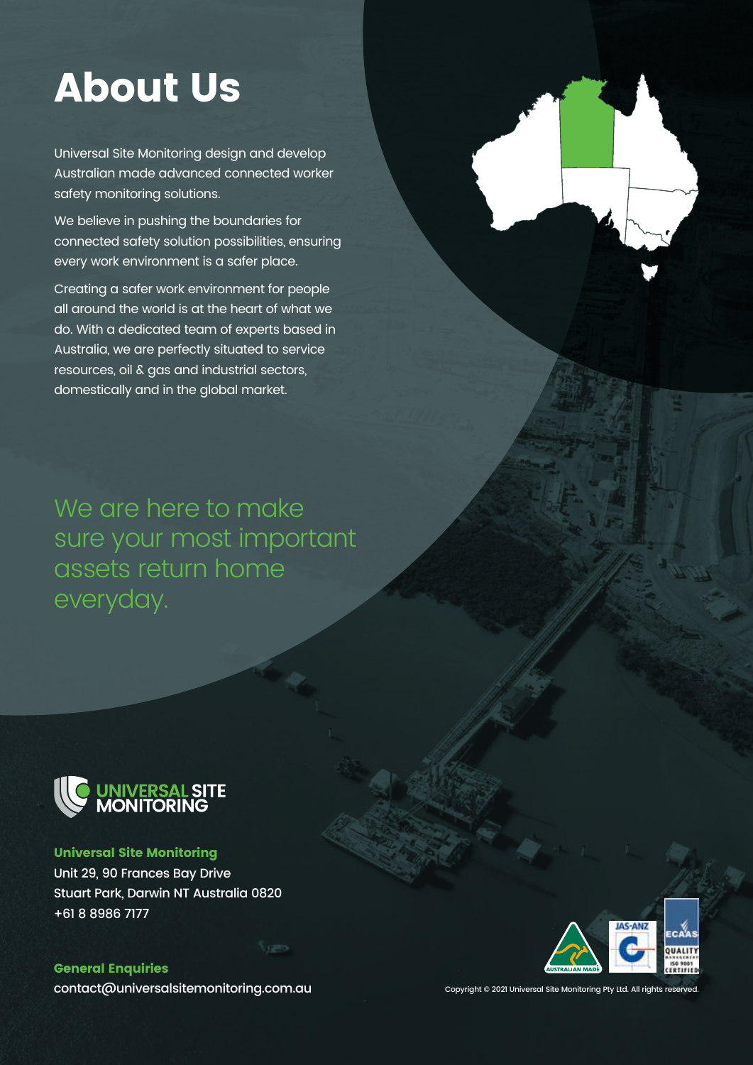# About Us

Universal Site Monitoring design and develop Australian made advanced connected worker safety monitoring solutions.

We believe in pushing the boundaries for connected safety solution possibilities, ensuring every work environment is a safer place.

Creating a safer work environment for people all around the world is at the heart of what we do. With a dedicated team of experts based in Australia, we are perfectly situated to service resources, oil & gas and industrial sectors, domestically and in the global market.

We are here to make sure your most important assets return home everyday.

UNIVERSAL SITE MONITORING

**Universal Site Monitoring**
Unit 29, 90 Frances Bay Drive
Stuart Park, Darwin NT Australia 0820
+61 8 8986 7177

**General Enquiries**
contact@universalsitemonitoring.com.au

Copyright © 2021 Universal Site Monitoring Pty Ltd. All rights reserved.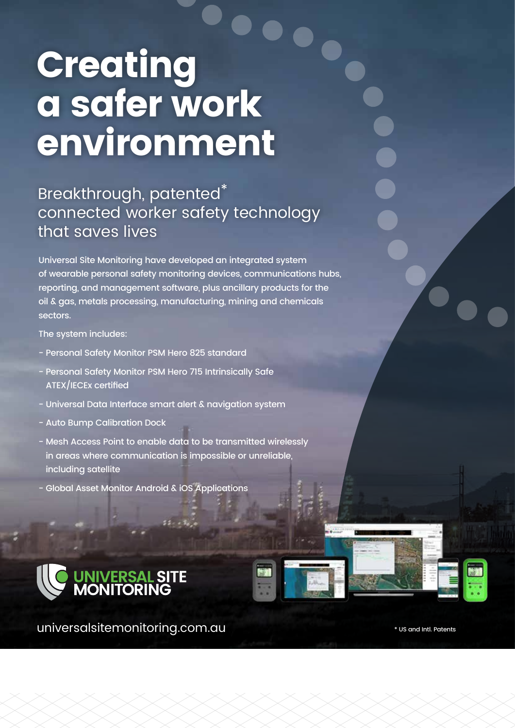# Creating a safer work environment

## Breakthrough, patented* connected worker safety technology that saves lives

Universal Site Monitoring have developed an integrated system of wearable personal safety monitoring devices, communications hubs, reporting, and management software, plus ancillary products for the oil & gas, metals processing, manufacturing, mining and chemicals sectors.

The system includes:

- Personal Safety Monitor PSM Hero 825 standard
- Personal Safety Monitor PSM Hero 715 Intrinsically Safe ATEX/IECEx certified
- Universal Data Interface smart alert & navigation system
- Auto Bump Calibration Dock
- Mesh Access Point to enable data to be transmitted wirelessly in areas where communication is impossible or unreliable, including satellite
- Global Asset Monitor Android & iOS Applications

UNIVERSAL SITE MONITORING

universalsitemonitoring.com.au

* US and Intl. Patents